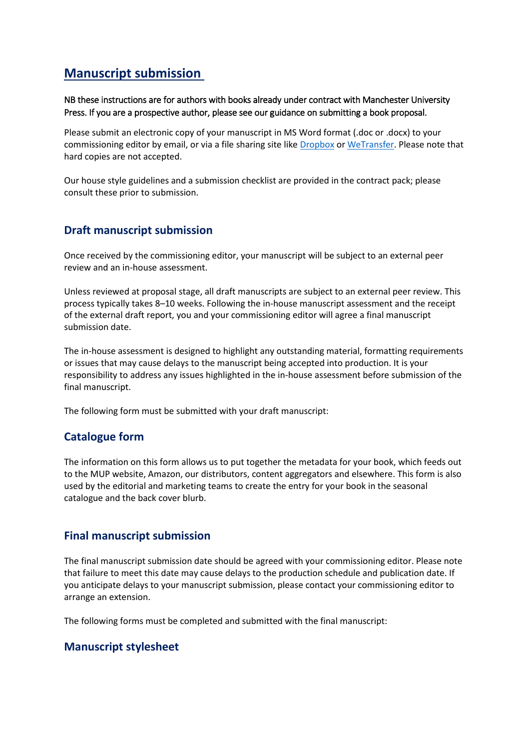# Manuscript submission

NB these instructions are for authors with books already under contract with Manchester University Press. If you are a prospective author, please see our guidance on submitting a book proposal.

Please submit an electronic copy of your manuscript in MS Word format (.doc or .docx) to your commissioning editor by email, or via a file sharing site like [Dropbox]() or [WeTransfer](). Please note that hard copies are not accepted.

Our house style guidelines and a submission checklist are provided in the contract pack; please consult these prior to submission.

## Draft manuscript submission

Once received by the commissioning editor, your manuscript will be subject to an external peer review and an in-house assessment.

Unless reviewed at proposal stage, all draft manuscripts are subject to an external peer review. This process typically takes 8–10 weeks. Following the in-house manuscript assessment and the receipt of the external draft report, you and your commissioning editor will agree a final manuscript submission date.

The in-house assessment is designed to highlight any outstanding material, formatting requirements or issues that may cause delays to the manuscript being accepted into production. It is your responsibility to address any issues highlighted in the in-house assessment before submission of the final manuscript.

The following form must be submitted with your draft manuscript:

## Catalogue form

The information on this form allows us to put together the metadata for your book, which feeds out to the MUP website, Amazon, our distributors, content aggregators and elsewhere. This form is also used by the editorial and marketing teams to create the entry for your book in the seasonal catalogue and the back cover blurb.

## Final manuscript submission

The final manuscript submission date should be agreed with your commissioning editor. Please note that failure to meet this date may cause delays to the production schedule and publication date. If you anticipate delays to your manuscript submission, please contact your commissioning editor to arrange an extension.

The following forms must be completed and submitted with the final manuscript:

## Manuscript stylesheet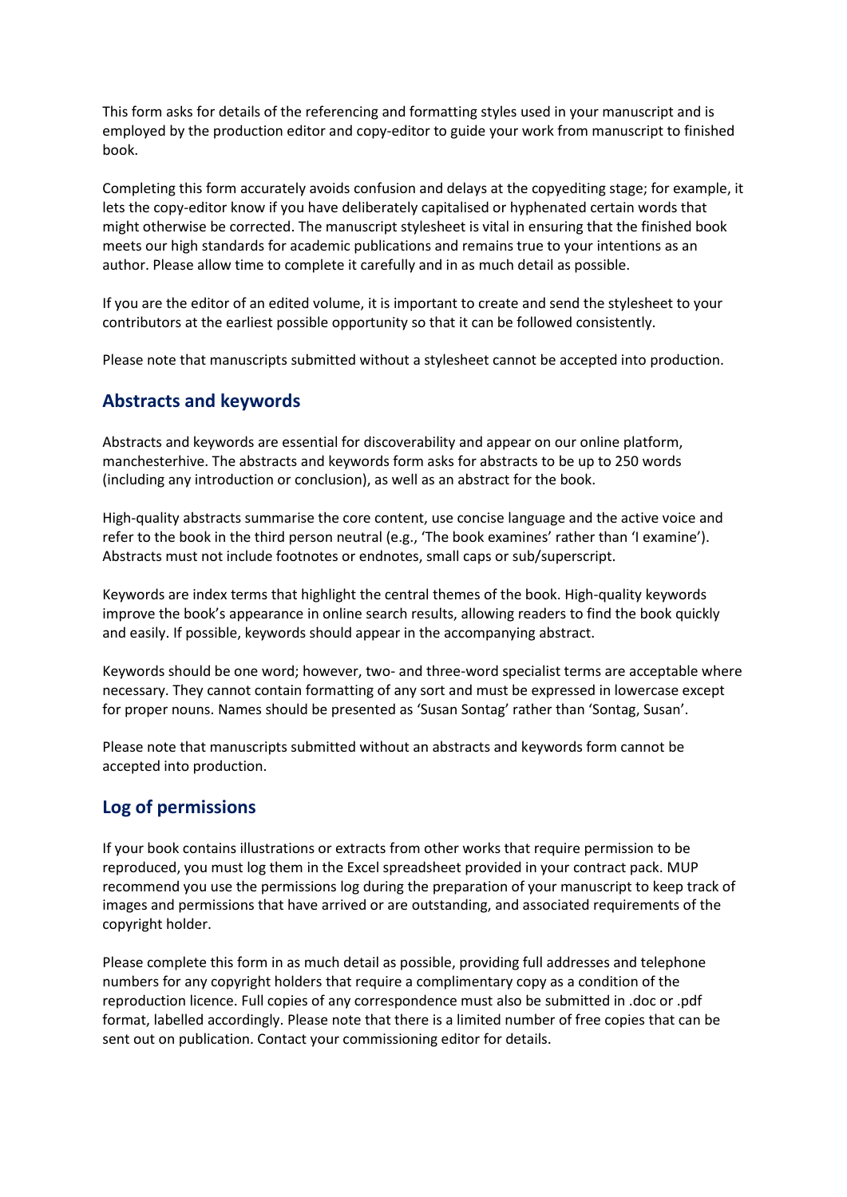This form asks for details of the referencing and formatting styles used in your manuscript and is employed by the production editor and copy-editor to guide your work from manuscript to finished book.

Completing this form accurately avoids confusion and delays at the copyediting stage; for example, it lets the copy-editor know if you have deliberately capitalised or hyphenated certain words that might otherwise be corrected. The manuscript stylesheet is vital in ensuring that the finished book meets our high standards for academic publications and remains true to your intentions as an author. Please allow time to complete it carefully and in as much detail as possible.

If you are the editor of an edited volume, it is important to create and send the stylesheet to your contributors at the earliest possible opportunity so that it can be followed consistently.

Please note that manuscripts submitted without a stylesheet cannot be accepted into production.

## Abstracts and keywords

Abstracts and keywords are essential for discoverability and appear on our online platform, manchesterhive. The abstracts and keywords form asks for abstracts to be up to 250 words (including any introduction or conclusion), as well as an abstract for the book.

High-quality abstracts summarise the core content, use concise language and the active voice and refer to the book in the third person neutral (e.g., 'The book examines' rather than 'I examine'). Abstracts must not include footnotes or endnotes, small caps or sub/superscript.

Keywords are index terms that highlight the central themes of the book. High-quality keywords improve the book's appearance in online search results, allowing readers to find the book quickly and easily. If possible, keywords should appear in the accompanying abstract.

Keywords should be one word; however, two- and three-word specialist terms are acceptable where necessary. They cannot contain formatting of any sort and must be expressed in lowercase except for proper nouns. Names should be presented as 'Susan Sontag' rather than 'Sontag, Susan'.

Please note that manuscripts submitted without an abstracts and keywords form cannot be accepted into production.

## Log of permissions

If your book contains illustrations or extracts from other works that require permission to be reproduced, you must log them in the Excel spreadsheet provided in your contract pack. MUP recommend you use the permissions log during the preparation of your manuscript to keep track of images and permissions that have arrived or are outstanding, and associated requirements of the copyright holder.

Please complete this form in as much detail as possible, providing full addresses and telephone numbers for any copyright holders that require a complimentary copy as a condition of the reproduction licence. Full copies of any correspondence must also be submitted in .doc or .pdf format, labelled accordingly. Please note that there is a limited number of free copies that can be sent out on publication. Contact your commissioning editor for details.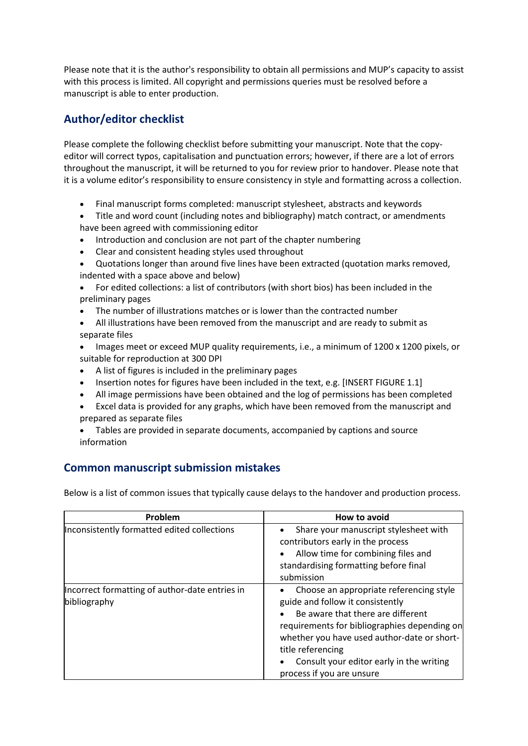Please note that it is the author's responsibility to obtain all permissions and MUP's capacity to assist with this process is limited. All copyright and permissions queries must be resolved before a manuscript is able to enter production.

## Author/editor checklist

Please complete the following checklist before submitting your manuscript. Note that the copy-editor will correct typos, capitalisation and punctuation errors; however, if there are a lot of errors throughout the manuscript, it will be returned to you for review prior to handover. Please note that it is a volume editor's responsibility to ensure consistency in style and formatting across a collection.

- Final manuscript forms completed: manuscript stylesheet, abstracts and keywords
- Title and word count (including notes and bibliography) match contract, or amendments have been agreed with commissioning editor
- Introduction and conclusion are not part of the chapter numbering
- Clear and consistent heading styles used throughout
- Quotations longer than around five lines have been extracted (quotation marks removed, indented with a space above and below)
- For edited collections: a list of contributors (with short bios) has been included in the preliminary pages
- The number of illustrations matches or is lower than the contracted number
- All illustrations have been removed from the manuscript and are ready to submit as separate files
- Images meet or exceed MUP quality requirements, i.e., a minimum of 1200 x 1200 pixels, or suitable for reproduction at 300 DPI
- A list of figures is included in the preliminary pages
- Insertion notes for figures have been included in the text, e.g. [INSERT FIGURE 1.1]
- All image permissions have been obtained and the log of permissions has been completed
- Excel data is provided for any graphs, which have been removed from the manuscript and prepared as separate files
- Tables are provided in separate documents, accompanied by captions and source information

## Common manuscript submission mistakes

Below is a list of common issues that typically cause delays to the handover and production process.

| Problem | How to avoid |
| --- | --- |
| Inconsistently formatted edited collections | • Share your manuscript stylesheet with contributors early in the process<br>• Allow time for combining files and standardising formatting before final submission |
| Incorrect formatting of author-date entries in bibliography | • Choose an appropriate referencing style guide and follow it consistently<br>• Be aware that there are different requirements for bibliographies depending on whether you have used author-date or short-title referencing<br>• Consult your editor early in the writing process if you are unsure |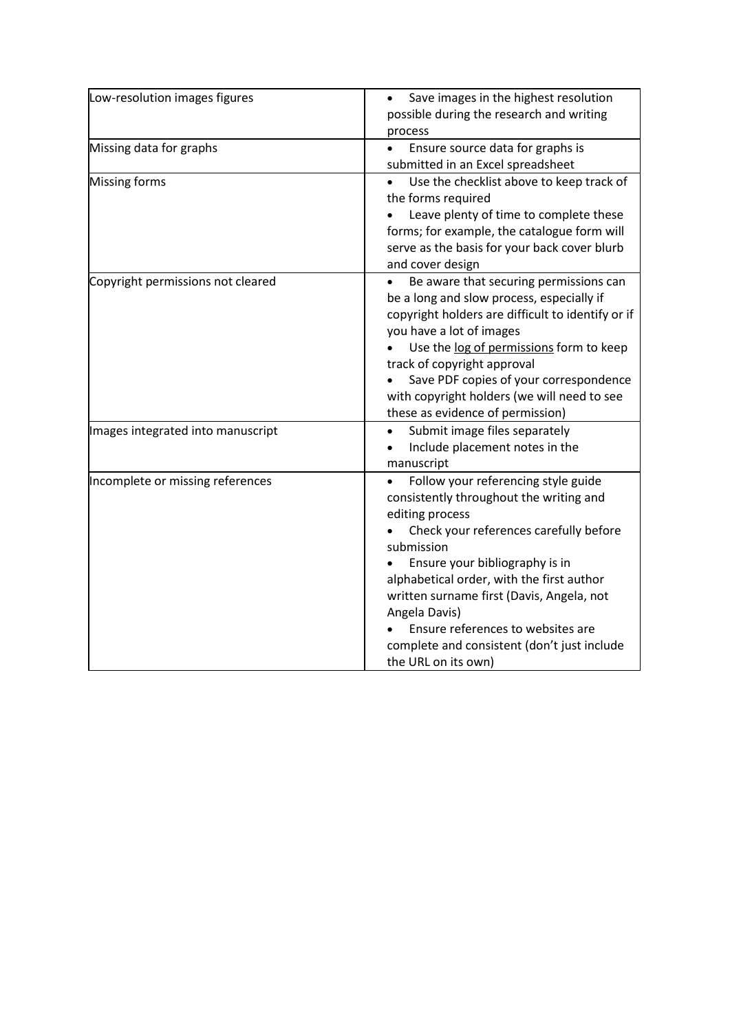| | |
|---|---|
| Low-resolution images figures | • Save images in the highest resolution possible during the research and writing process |
| Missing data for graphs | • Ensure source data for graphs is submitted in an Excel spreadsheet |
| Missing forms | • Use the checklist above to keep track of the forms required<br>• Leave plenty of time to complete these forms; for example, the catalogue form will serve as the basis for your back cover blurb and cover design |
| Copyright permissions not cleared | • Be aware that securing permissions can be a long and slow process, especially if copyright holders are difficult to identify or if you have a lot of images<br>• Use the log of permissions form to keep track of copyright approval<br>• Save PDF copies of your correspondence with copyright holders (we will need to see these as evidence of permission) |
| Images integrated into manuscript | • Submit image files separately<br>• Include placement notes in the manuscript |
| Incomplete or missing references | • Follow your referencing style guide consistently throughout the writing and editing process<br>• Check your references carefully before submission<br>• Ensure your bibliography is in alphabetical order, with the first author written surname first (Davis, Angela, not Angela Davis)<br>• Ensure references to websites are complete and consistent (don't just include the URL on its own) |